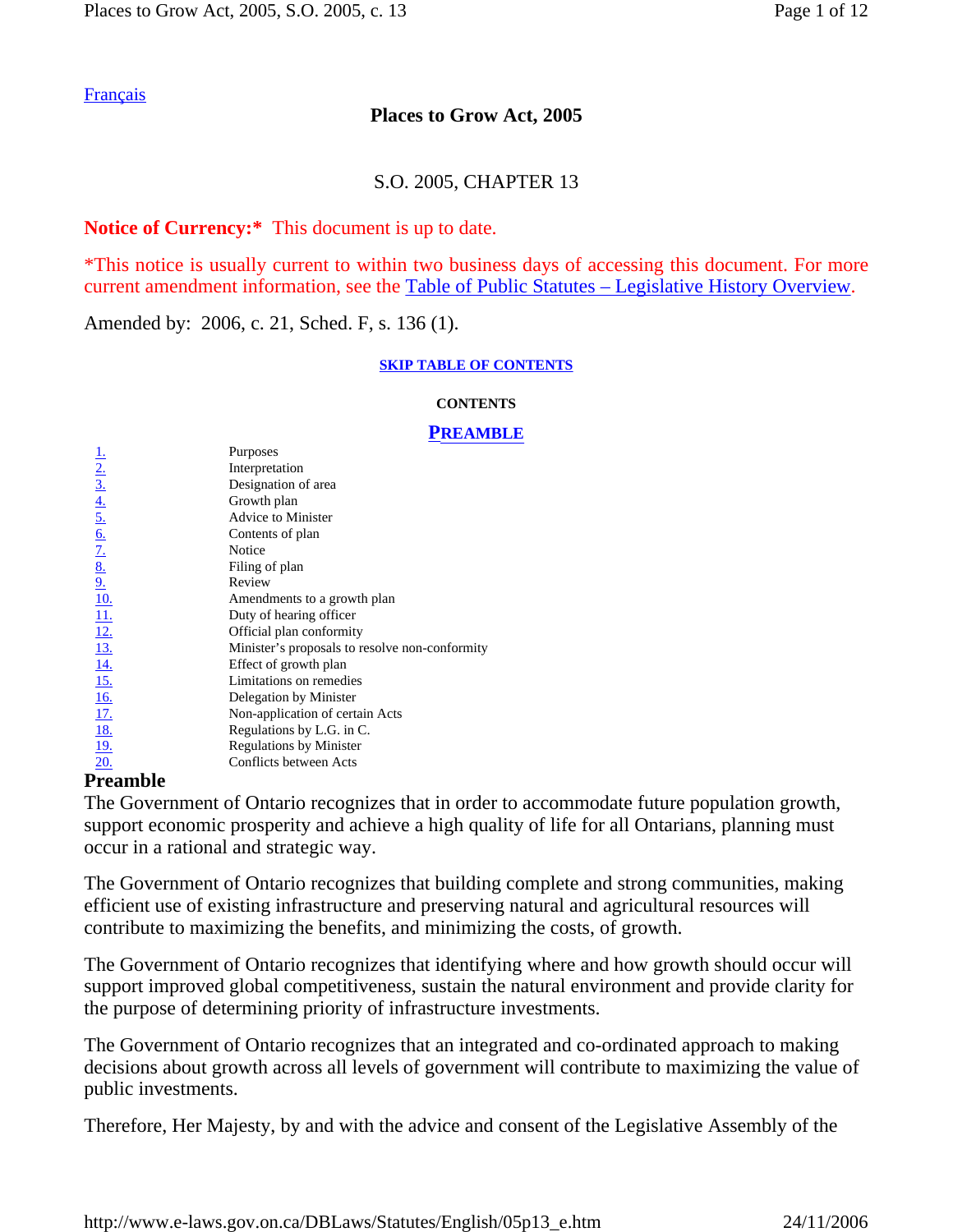Français

# Places to Grow Act, 2005

## S.O. 2005, CHAPTER 13

**Notice of Currency:*** This document is up to date.

*This notice is usually current to within two business days of accessing this document. For more current amendment information, see the Table of Public Statutes – Legislative History Overview.

Amended by: 2006, c. 21, Sched. F, s. 136 (1).

SKIP TABLE OF CONTENTS

**CONTENTS**

**PREAMBLE**

| | |
|---|---|
| 1. | Purposes |
| 2. | Interpretation |
| 3. | Designation of area |
| 4. | Growth plan |
| 5. | Advice to Minister |
| 6. | Contents of plan |
| 7. | Notice |
| 8. | Filing of plan |
| 9. | Review |
| 10. | Amendments to a growth plan |
| 11. | Duty of hearing officer |
| 12. | Official plan conformity |
| 13. | Minister's proposals to resolve non-conformity |
| 14. | Effect of growth plan |
| 15. | Limitations on remedies |
| 16. | Delegation by Minister |
| 17. | Non-application of certain Acts |
| 18. | Regulations by L.G. in C. |
| 19. | Regulations by Minister |
| 20. | Conflicts between Acts |

### Preamble

The Government of Ontario recognizes that in order to accommodate future population growth, support economic prosperity and achieve a high quality of life for all Ontarians, planning must occur in a rational and strategic way.

The Government of Ontario recognizes that building complete and strong communities, making efficient use of existing infrastructure and preserving natural and agricultural resources will contribute to maximizing the benefits, and minimizing the costs, of growth.

The Government of Ontario recognizes that identifying where and how growth should occur will support improved global competitiveness, sustain the natural environment and provide clarity for the purpose of determining priority of infrastructure investments.

The Government of Ontario recognizes that an integrated and co-ordinated approach to making decisions about growth across all levels of government will contribute to maximizing the value of public investments.

Therefore, Her Majesty, by and with the advice and consent of the Legislative Assembly of the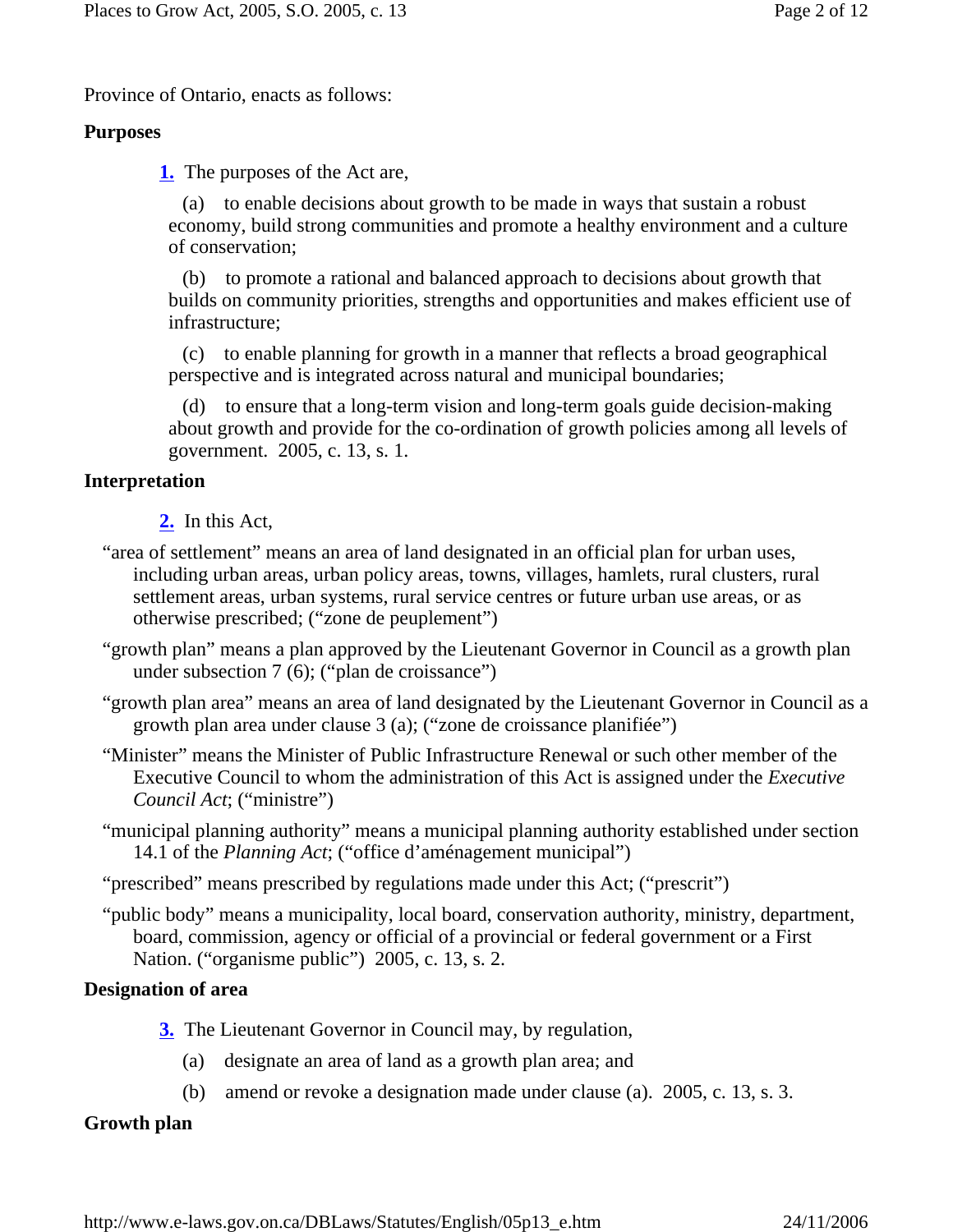Province of Ontario, enacts as follows:

**Purposes**

**1.** The purposes of the Act are,

(a) to enable decisions about growth to be made in ways that sustain a robust economy, build strong communities and promote a healthy environment and a culture of conservation;

(b) to promote a rational and balanced approach to decisions about growth that builds on community priorities, strengths and opportunities and makes efficient use of infrastructure;

(c) to enable planning for growth in a manner that reflects a broad geographical perspective and is integrated across natural and municipal boundaries;

(d) to ensure that a long-term vision and long-term goals guide decision-making about growth and provide for the co-ordination of growth policies among all levels of government. 2005, c. 13, s. 1.

**Interpretation**

**2.** In this Act,

"area of settlement" means an area of land designated in an official plan for urban uses, including urban areas, urban policy areas, towns, villages, hamlets, rural clusters, rural settlement areas, urban systems, rural service centres or future urban use areas, or as otherwise prescribed; ("zone de peuplement")

"growth plan" means a plan approved by the Lieutenant Governor in Council as a growth plan under subsection 7 (6); ("plan de croissance")

"growth plan area" means an area of land designated by the Lieutenant Governor in Council as a growth plan area under clause 3 (a); ("zone de croissance planifiée")

"Minister" means the Minister of Public Infrastructure Renewal or such other member of the Executive Council to whom the administration of this Act is assigned under the *Executive Council Act*; ("ministre")

"municipal planning authority" means a municipal planning authority established under section 14.1 of the *Planning Act*; ("office d'aménagement municipal")

"prescribed" means prescribed by regulations made under this Act; ("prescrit")

"public body" means a municipality, local board, conservation authority, ministry, department, board, commission, agency or official of a provincial or federal government or a First Nation. ("organisme public") 2005, c. 13, s. 2.

**Designation of area**

**3.** The Lieutenant Governor in Council may, by regulation,

(a) designate an area of land as a growth plan area; and

(b) amend or revoke a designation made under clause (a). 2005, c. 13, s. 3.

**Growth plan**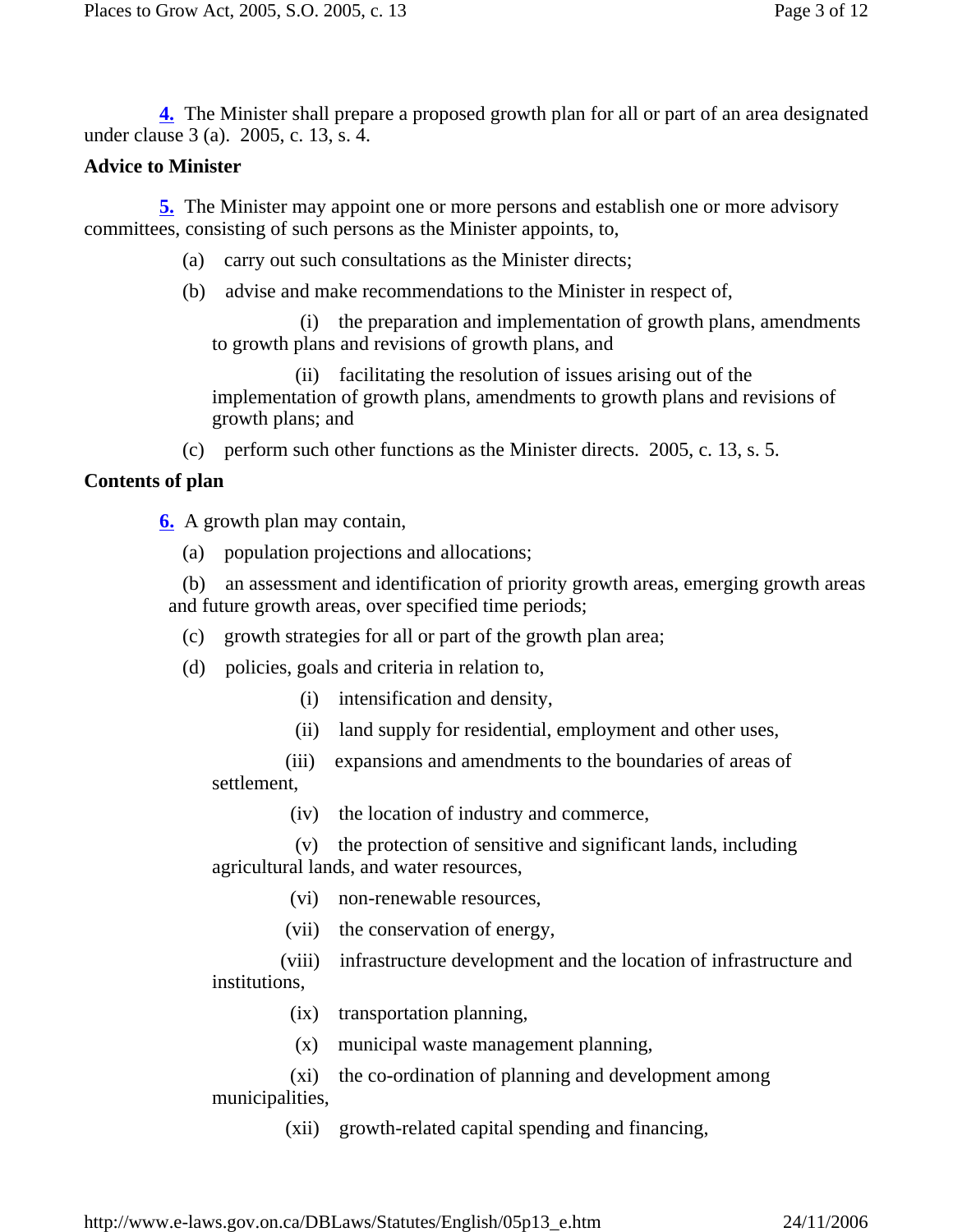**4.** The Minister shall prepare a proposed growth plan for all or part of an area designated under clause 3 (a). 2005, c. 13, s. 4.

**Advice to Minister**

**5.** The Minister may appoint one or more persons and establish one or more advisory committees, consisting of such persons as the Minister appoints, to,

(a) carry out such consultations as the Minister directs;

(b) advise and make recommendations to the Minister in respect of,

(i) the preparation and implementation of growth plans, amendments to growth plans and revisions of growth plans, and

(ii) facilitating the resolution of issues arising out of the implementation of growth plans, amendments to growth plans and revisions of growth plans; and

(c) perform such other functions as the Minister directs. 2005, c. 13, s. 5.

**Contents of plan**

**6.** A growth plan may contain,

(a) population projections and allocations;

(b) an assessment and identification of priority growth areas, emerging growth areas and future growth areas, over specified time periods;

(c) growth strategies for all or part of the growth plan area;

(d) policies, goals and criteria in relation to,

(i) intensification and density,

(ii) land supply for residential, employment and other uses,

(iii) expansions and amendments to the boundaries of areas of settlement,

(iv) the location of industry and commerce,

(v) the protection of sensitive and significant lands, including agricultural lands, and water resources,

(vi) non-renewable resources,

(vii) the conservation of energy,

(viii) infrastructure development and the location of infrastructure and institutions,

(ix) transportation planning,

(x) municipal waste management planning,

(xi) the co-ordination of planning and development among municipalities,

(xii) growth-related capital spending and financing,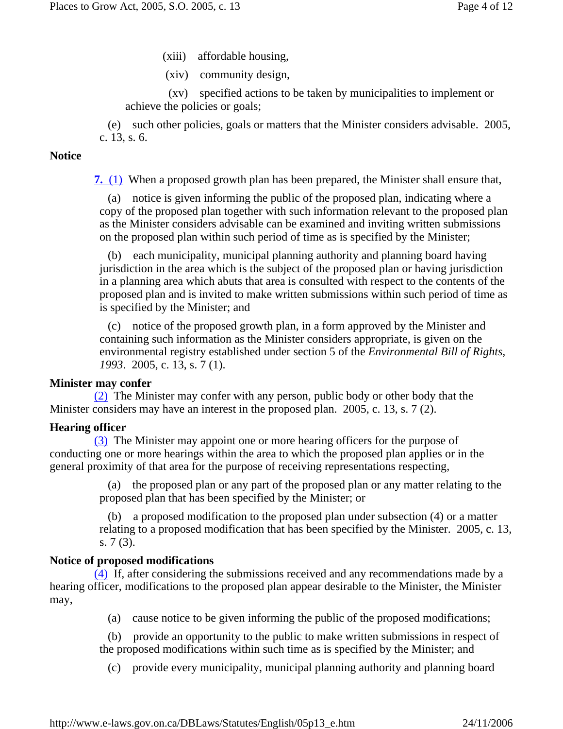(xiii) affordable housing,

(xiv) community design,

(xv) specified actions to be taken by municipalities to implement or achieve the policies or goals;

(e) such other policies, goals or matters that the Minister considers advisable. 2005, c. 13, s. 6.

**Notice**

**7.** (1) When a proposed growth plan has been prepared, the Minister shall ensure that,

(a) notice is given informing the public of the proposed plan, indicating where a copy of the proposed plan together with such information relevant to the proposed plan as the Minister considers advisable can be examined and inviting written submissions on the proposed plan within such period of time as is specified by the Minister;

(b) each municipality, municipal planning authority and planning board having jurisdiction in the area which is the subject of the proposed plan or having jurisdiction in a planning area which abuts that area is consulted with respect to the contents of the proposed plan and is invited to make written submissions within such period of time as is specified by the Minister; and

(c) notice of the proposed growth plan, in a form approved by the Minister and containing such information as the Minister considers appropriate, is given on the environmental registry established under section 5 of the *Environmental Bill of Rights, 1993*. 2005, c. 13, s. 7 (1).

**Minister may confer**

(2) The Minister may confer with any person, public body or other body that the Minister considers may have an interest in the proposed plan. 2005, c. 13, s. 7 (2).

**Hearing officer**

(3) The Minister may appoint one or more hearing officers for the purpose of conducting one or more hearings within the area to which the proposed plan applies or in the general proximity of that area for the purpose of receiving representations respecting,

(a) the proposed plan or any part of the proposed plan or any matter relating to the proposed plan that has been specified by the Minister; or

(b) a proposed modification to the proposed plan under subsection (4) or a matter relating to a proposed modification that has been specified by the Minister. 2005, c. 13, s. 7 (3).

**Notice of proposed modifications**

(4) If, after considering the submissions received and any recommendations made by a hearing officer, modifications to the proposed plan appear desirable to the Minister, the Minister may,

(a) cause notice to be given informing the public of the proposed modifications;

(b) provide an opportunity to the public to make written submissions in respect of the proposed modifications within such time as is specified by the Minister; and

(c) provide every municipality, municipal planning authority and planning board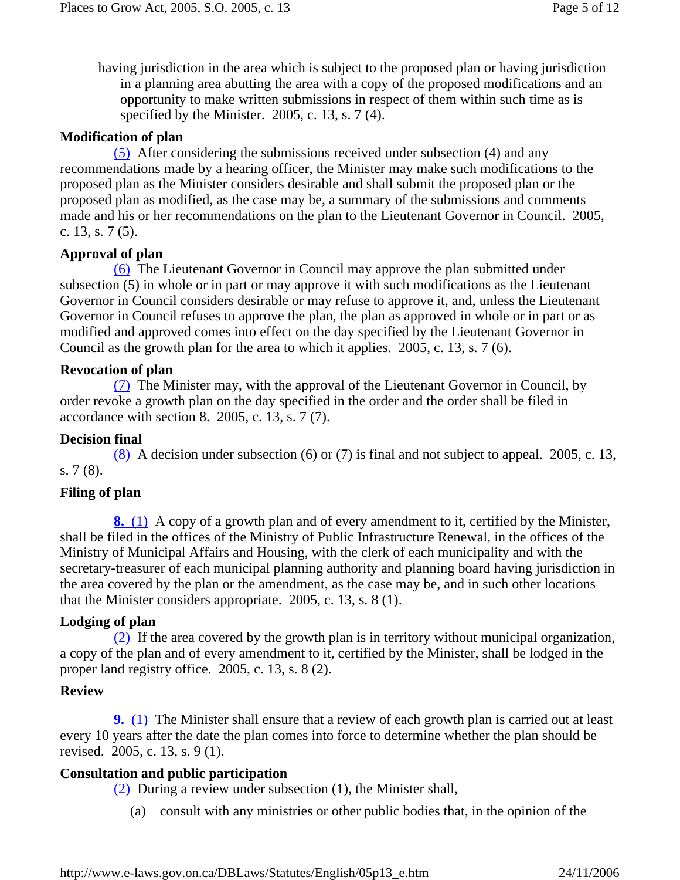having jurisdiction in the area which is subject to the proposed plan or having jurisdiction in a planning area abutting the area with a copy of the proposed modifications and an opportunity to make written submissions in respect of them within such time as is specified by the Minister. 2005, c. 13, s. 7 (4).

**Modification of plan**

(5) After considering the submissions received under subsection (4) and any recommendations made by a hearing officer, the Minister may make such modifications to the proposed plan as the Minister considers desirable and shall submit the proposed plan or the proposed plan as modified, as the case may be, a summary of the submissions and comments made and his or her recommendations on the plan to the Lieutenant Governor in Council. 2005, c. 13, s. 7 (5).

**Approval of plan**

(6) The Lieutenant Governor in Council may approve the plan submitted under subsection (5) in whole or in part or may approve it with such modifications as the Lieutenant Governor in Council considers desirable or may refuse to approve it, and, unless the Lieutenant Governor in Council refuses to approve the plan, the plan as approved in whole or in part or as modified and approved comes into effect on the day specified by the Lieutenant Governor in Council as the growth plan for the area to which it applies. 2005, c. 13, s. 7 (6).

**Revocation of plan**

(7) The Minister may, with the approval of the Lieutenant Governor in Council, by order revoke a growth plan on the day specified in the order and the order shall be filed in accordance with section 8. 2005, c. 13, s. 7 (7).

**Decision final**

(8) A decision under subsection (6) or (7) is final and not subject to appeal. 2005, c. 13, s. 7 (8).

**Filing of plan**

**8.** (1) A copy of a growth plan and of every amendment to it, certified by the Minister, shall be filed in the offices of the Ministry of Public Infrastructure Renewal, in the offices of the Ministry of Municipal Affairs and Housing, with the clerk of each municipality and with the secretary-treasurer of each municipal planning authority and planning board having jurisdiction in the area covered by the plan or the amendment, as the case may be, and in such other locations that the Minister considers appropriate. 2005, c. 13, s. 8 (1).

**Lodging of plan**

(2) If the area covered by the growth plan is in territory without municipal organization, a copy of the plan and of every amendment to it, certified by the Minister, shall be lodged in the proper land registry office. 2005, c. 13, s. 8 (2).

**Review**

**9.** (1) The Minister shall ensure that a review of each growth plan is carried out at least every 10 years after the date the plan comes into force to determine whether the plan should be revised. 2005, c. 13, s. 9 (1).

**Consultation and public participation**

(2) During a review under subsection (1), the Minister shall,

(a) consult with any ministries or other public bodies that, in the opinion of the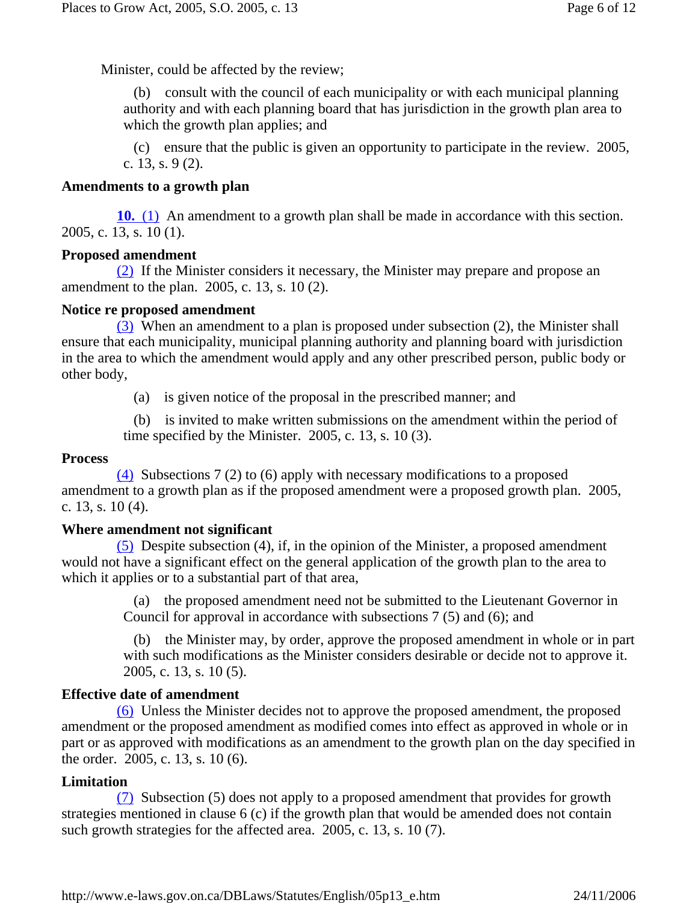Minister, could be affected by the review;

(b) consult with the council of each municipality or with each municipal planning authority and with each planning board that has jurisdiction in the growth plan area to which the growth plan applies; and

(c) ensure that the public is given an opportunity to participate in the review. 2005, c. 13, s. 9 (2).

**Amendments to a growth plan**

**10.** (1) An amendment to a growth plan shall be made in accordance with this section. 2005, c. 13, s. 10 (1).

**Proposed amendment**

(2) If the Minister considers it necessary, the Minister may prepare and propose an amendment to the plan. 2005, c. 13, s. 10 (2).

**Notice re proposed amendment**

(3) When an amendment to a plan is proposed under subsection (2), the Minister shall ensure that each municipality, municipal planning authority and planning board with jurisdiction in the area to which the amendment would apply and any other prescribed person, public body or other body,

(a) is given notice of the proposal in the prescribed manner; and

(b) is invited to make written submissions on the amendment within the period of time specified by the Minister. 2005, c. 13, s. 10 (3).

**Process**

(4) Subsections 7 (2) to (6) apply with necessary modifications to a proposed amendment to a growth plan as if the proposed amendment were a proposed growth plan. 2005, c. 13, s. 10 (4).

**Where amendment not significant**

(5) Despite subsection (4), if, in the opinion of the Minister, a proposed amendment would not have a significant effect on the general application of the growth plan to the area to which it applies or to a substantial part of that area,

(a) the proposed amendment need not be submitted to the Lieutenant Governor in Council for approval in accordance with subsections 7 (5) and (6); and

(b) the Minister may, by order, approve the proposed amendment in whole or in part with such modifications as the Minister considers desirable or decide not to approve it. 2005, c. 13, s. 10 (5).

**Effective date of amendment**

(6) Unless the Minister decides not to approve the proposed amendment, the proposed amendment or the proposed amendment as modified comes into effect as approved in whole or in part or as approved with modifications as an amendment to the growth plan on the day specified in the order. 2005, c. 13, s. 10 (6).

**Limitation**

(7) Subsection (5) does not apply to a proposed amendment that provides for growth strategies mentioned in clause 6 (c) if the growth plan that would be amended does not contain such growth strategies for the affected area. 2005, c. 13, s. 10 (7).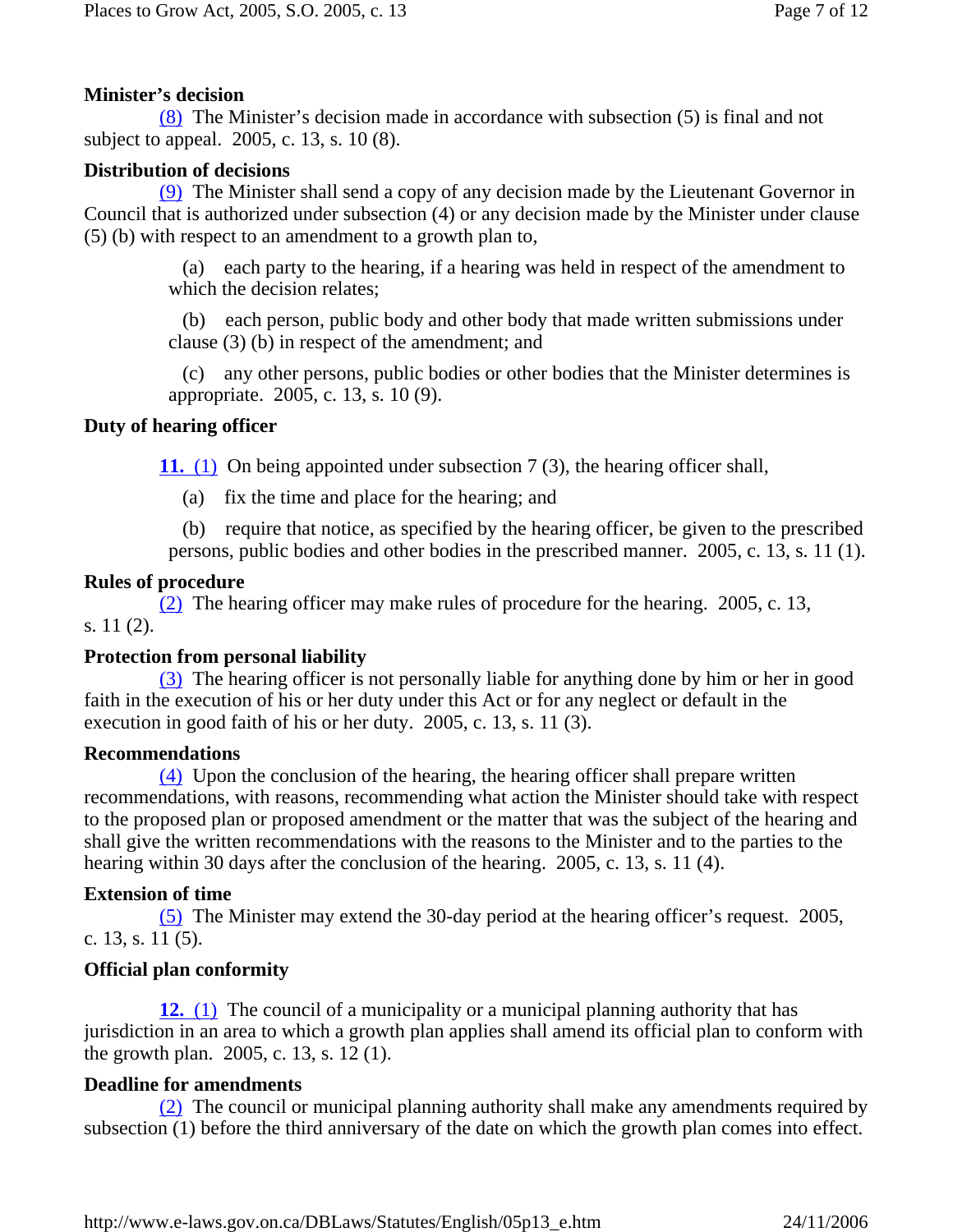**Minister's decision**

(8) The Minister's decision made in accordance with subsection (5) is final and not subject to appeal. 2005, c. 13, s. 10 (8).

**Distribution of decisions**

(9) The Minister shall send a copy of any decision made by the Lieutenant Governor in Council that is authorized under subsection (4) or any decision made by the Minister under clause (5) (b) with respect to an amendment to a growth plan to,

(a) each party to the hearing, if a hearing was held in respect of the amendment to which the decision relates;

(b) each person, public body and other body that made written submissions under clause (3) (b) in respect of the amendment; and

(c) any other persons, public bodies or other bodies that the Minister determines is appropriate. 2005, c. 13, s. 10 (9).

**Duty of hearing officer**

**11.** (1) On being appointed under subsection 7 (3), the hearing officer shall,

(a) fix the time and place for the hearing; and

(b) require that notice, as specified by the hearing officer, be given to the prescribed persons, public bodies and other bodies in the prescribed manner. 2005, c. 13, s. 11 (1).

**Rules of procedure**

(2) The hearing officer may make rules of procedure for the hearing. 2005, c. 13, s. 11 (2).

**Protection from personal liability**

(3) The hearing officer is not personally liable for anything done by him or her in good faith in the execution of his or her duty under this Act or for any neglect or default in the execution in good faith of his or her duty. 2005, c. 13, s. 11 (3).

**Recommendations**

(4) Upon the conclusion of the hearing, the hearing officer shall prepare written recommendations, with reasons, recommending what action the Minister should take with respect to the proposed plan or proposed amendment or the matter that was the subject of the hearing and shall give the written recommendations with the reasons to the Minister and to the parties to the hearing within 30 days after the conclusion of the hearing. 2005, c. 13, s. 11 (4).

**Extension of time**

(5) The Minister may extend the 30-day period at the hearing officer's request. 2005, c. 13, s. 11 (5).

**Official plan conformity**

**12.** (1) The council of a municipality or a municipal planning authority that has jurisdiction in an area to which a growth plan applies shall amend its official plan to conform with the growth plan. 2005, c. 13, s. 12 (1).

**Deadline for amendments**

(2) The council or municipal planning authority shall make any amendments required by subsection (1) before the third anniversary of the date on which the growth plan comes into effect.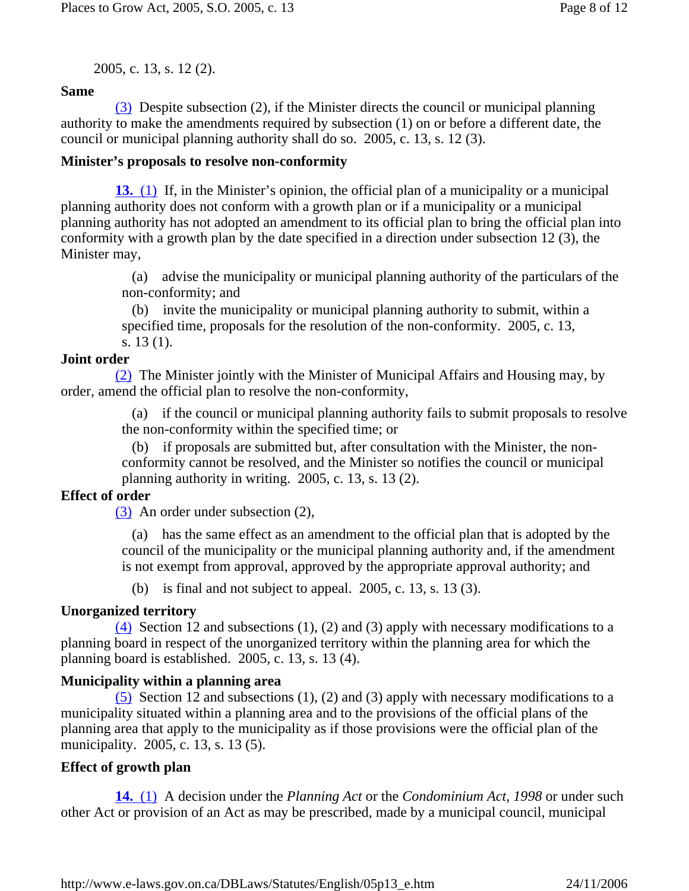2005, c. 13, s. 12 (2).

**Same**

(3) Despite subsection (2), if the Minister directs the council or municipal planning authority to make the amendments required by subsection (1) on or before a different date, the council or municipal planning authority shall do so. 2005, c. 13, s. 12 (3).

**Minister's proposals to resolve non-conformity**

**13.** (1) If, in the Minister's opinion, the official plan of a municipality or a municipal planning authority does not conform with a growth plan or if a municipality or a municipal planning authority has not adopted an amendment to its official plan to bring the official plan into conformity with a growth plan by the date specified in a direction under subsection 12 (3), the Minister may,

(a) advise the municipality or municipal planning authority of the particulars of the non-conformity; and

(b) invite the municipality or municipal planning authority to submit, within a specified time, proposals for the resolution of the non-conformity. 2005, c. 13, s. 13 (1).

**Joint order**

(2) The Minister jointly with the Minister of Municipal Affairs and Housing may, by order, amend the official plan to resolve the non-conformity,

(a) if the council or municipal planning authority fails to submit proposals to resolve the non-conformity within the specified time; or

(b) if proposals are submitted but, after consultation with the Minister, the non-conformity cannot be resolved, and the Minister so notifies the council or municipal planning authority in writing. 2005, c. 13, s. 13 (2).

**Effect of order**

(3) An order under subsection (2),

(a) has the same effect as an amendment to the official plan that is adopted by the council of the municipality or the municipal planning authority and, if the amendment is not exempt from approval, approved by the appropriate approval authority; and

(b) is final and not subject to appeal. 2005, c. 13, s. 13 (3).

**Unorganized territory**

(4) Section 12 and subsections (1), (2) and (3) apply with necessary modifications to a planning board in respect of the unorganized territory within the planning area for which the planning board is established. 2005, c. 13, s. 13 (4).

**Municipality within a planning area**

(5) Section 12 and subsections (1), (2) and (3) apply with necessary modifications to a municipality situated within a planning area and to the provisions of the official plans of the planning area that apply to the municipality as if those provisions were the official plan of the municipality. 2005, c. 13, s. 13 (5).

**Effect of growth plan**

**14.** (1) A decision under the *Planning Act* or the *Condominium Act, 1998* or under such other Act or provision of an Act as may be prescribed, made by a municipal council, municipal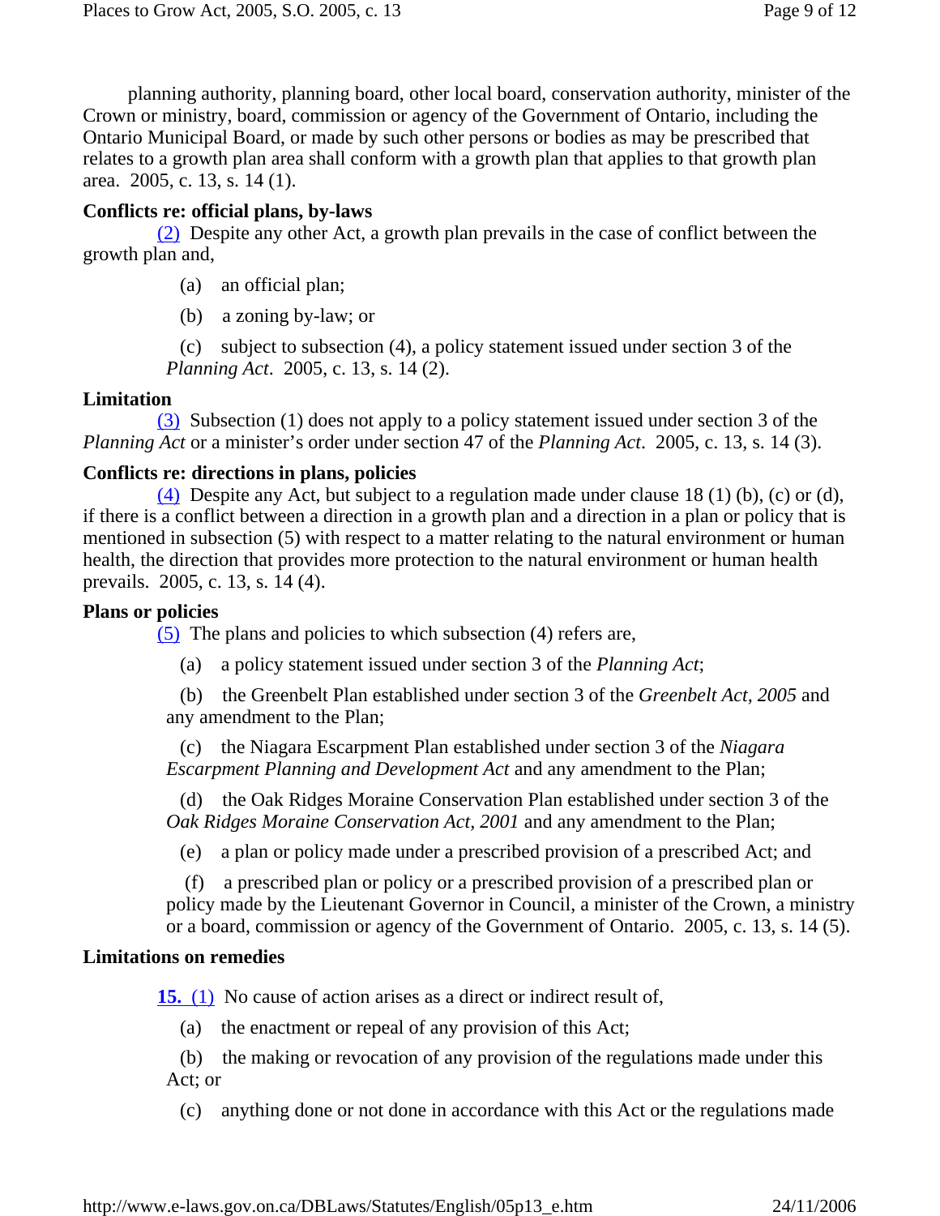planning authority, planning board, other local board, conservation authority, minister of the Crown or ministry, board, commission or agency of the Government of Ontario, including the Ontario Municipal Board, or made by such other persons or bodies as may be prescribed that relates to a growth plan area shall conform with a growth plan that applies to that growth plan area. 2005, c. 13, s. 14 (1).

**Conflicts re: official plans, by-laws**

(2) Despite any other Act, a growth plan prevails in the case of conflict between the growth plan and,

(a) an official plan;

(b) a zoning by-law; or

(c) subject to subsection (4), a policy statement issued under section 3 of the *Planning Act*. 2005, c. 13, s. 14 (2).

**Limitation**

(3) Subsection (1) does not apply to a policy statement issued under section 3 of the *Planning Act* or a minister's order under section 47 of the *Planning Act*. 2005, c. 13, s. 14 (3).

**Conflicts re: directions in plans, policies**

(4) Despite any Act, but subject to a regulation made under clause 18 (1) (b), (c) or (d), if there is a conflict between a direction in a growth plan and a direction in a plan or policy that is mentioned in subsection (5) with respect to a matter relating to the natural environment or human health, the direction that provides more protection to the natural environment or human health prevails. 2005, c. 13, s. 14 (4).

**Plans or policies**

(5) The plans and policies to which subsection (4) refers are,

(a) a policy statement issued under section 3 of the *Planning Act*;

(b) the Greenbelt Plan established under section 3 of the *Greenbelt Act, 2005* and any amendment to the Plan;

(c) the Niagara Escarpment Plan established under section 3 of the *Niagara Escarpment Planning and Development Act* and any amendment to the Plan;

(d) the Oak Ridges Moraine Conservation Plan established under section 3 of the *Oak Ridges Moraine Conservation Act, 2001* and any amendment to the Plan;

(e) a plan or policy made under a prescribed provision of a prescribed Act; and

(f) a prescribed plan or policy or a prescribed provision of a prescribed plan or policy made by the Lieutenant Governor in Council, a minister of the Crown, a ministry or a board, commission or agency of the Government of Ontario. 2005, c. 13, s. 14 (5).

**Limitations on remedies**

**15.** (1) No cause of action arises as a direct or indirect result of,

(a) the enactment or repeal of any provision of this Act;

(b) the making or revocation of any provision of the regulations made under this Act; or

(c) anything done or not done in accordance with this Act or the regulations made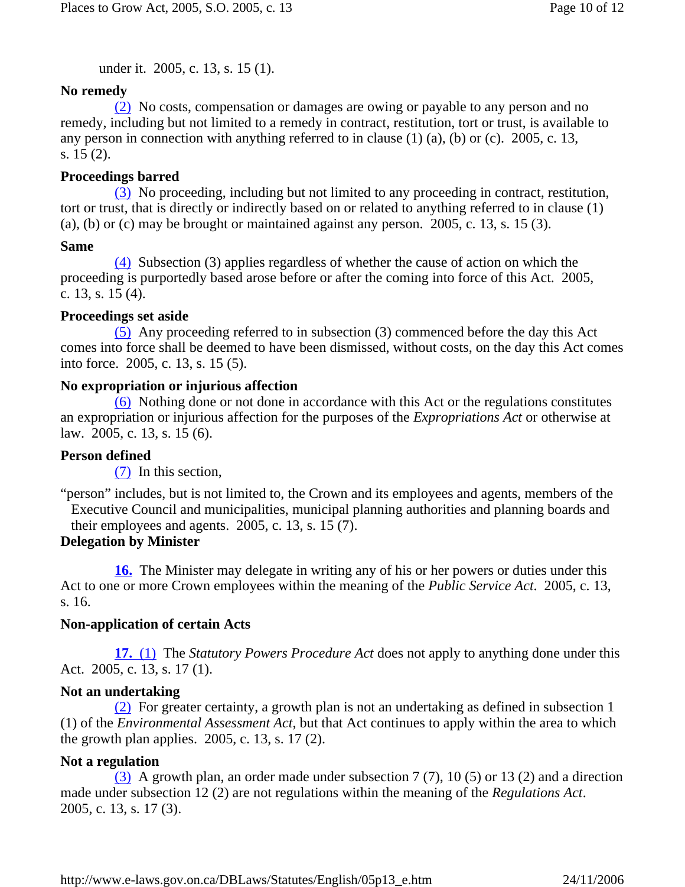under it. 2005, c. 13, s. 15 (1).

**No remedy**

(2) No costs, compensation or damages are owing or payable to any person and no remedy, including but not limited to a remedy in contract, restitution, tort or trust, is available to any person in connection with anything referred to in clause (1) (a), (b) or (c). 2005, c. 13, s. 15 (2).

**Proceedings barred**

(3) No proceeding, including but not limited to any proceeding in contract, restitution, tort or trust, that is directly or indirectly based on or related to anything referred to in clause (1) (a), (b) or (c) may be brought or maintained against any person. 2005, c. 13, s. 15 (3).

**Same**

(4) Subsection (3) applies regardless of whether the cause of action on which the proceeding is purportedly based arose before or after the coming into force of this Act. 2005, c. 13, s. 15 (4).

**Proceedings set aside**

(5) Any proceeding referred to in subsection (3) commenced before the day this Act comes into force shall be deemed to have been dismissed, without costs, on the day this Act comes into force. 2005, c. 13, s. 15 (5).

**No expropriation or injurious affection**

(6) Nothing done or not done in accordance with this Act or the regulations constitutes an expropriation or injurious affection for the purposes of the *Expropriations Act* or otherwise at law. 2005, c. 13, s. 15 (6).

**Person defined**

(7) In this section,

"person" includes, but is not limited to, the Crown and its employees and agents, members of the Executive Council and municipalities, municipal planning authorities and planning boards and their employees and agents. 2005, c. 13, s. 15 (7).

**Delegation by Minister**

**16.** The Minister may delegate in writing any of his or her powers or duties under this Act to one or more Crown employees within the meaning of the *Public Service Act*. 2005, c. 13, s. 16.

**Non-application of certain Acts**

**17.** (1) The *Statutory Powers Procedure Act* does not apply to anything done under this Act. 2005, c. 13, s. 17 (1).

**Not an undertaking**

(2) For greater certainty, a growth plan is not an undertaking as defined in subsection 1 (1) of the *Environmental Assessment Act*, but that Act continues to apply within the area to which the growth plan applies. 2005, c. 13, s. 17 (2).

**Not a regulation**

(3) A growth plan, an order made under subsection 7 (7), 10 (5) or 13 (2) and a direction made under subsection 12 (2) are not regulations within the meaning of the *Regulations Act*. 2005, c. 13, s. 17 (3).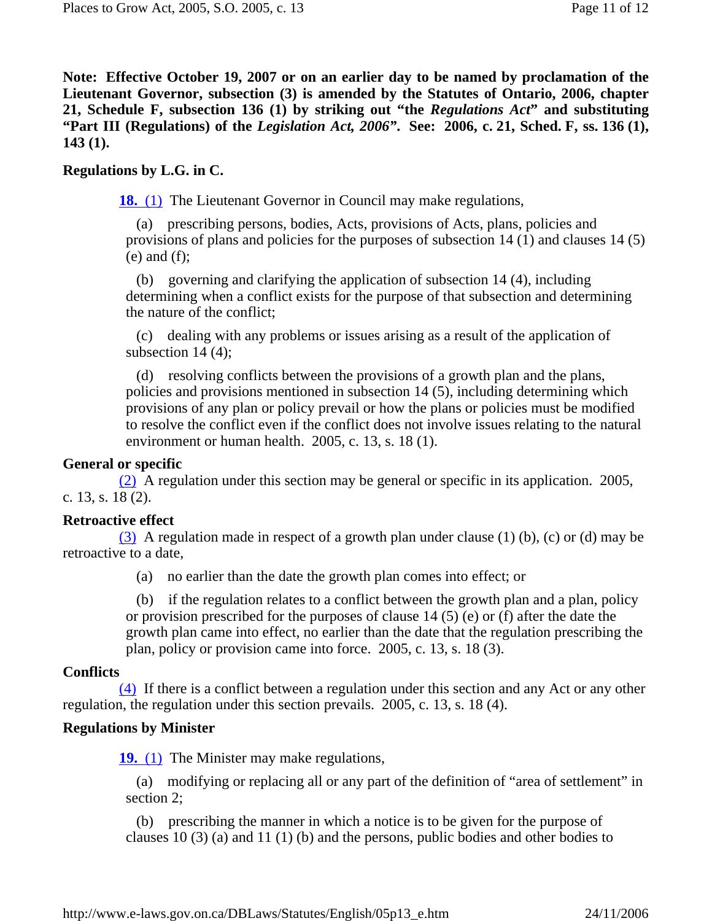**Note: Effective October 19, 2007 or on an earlier day to be named by proclamation of the Lieutenant Governor, subsection (3) is amended by the Statutes of Ontario, 2006, chapter 21, Schedule F, subsection 136 (1) by striking out "the *Regulations Act*" and substituting "Part III (Regulations) of the *Legislation Act, 2006*". See: 2006, c. 21, Sched. F, ss. 136 (1), 143 (1).**

**Regulations by L.G. in C.**

**18.** (1) The Lieutenant Governor in Council may make regulations,

(a) prescribing persons, bodies, Acts, provisions of Acts, plans, policies and provisions of plans and policies for the purposes of subsection 14 (1) and clauses 14 (5) (e) and (f);

(b) governing and clarifying the application of subsection 14 (4), including determining when a conflict exists for the purpose of that subsection and determining the nature of the conflict;

(c) dealing with any problems or issues arising as a result of the application of subsection 14 (4);

(d) resolving conflicts between the provisions of a growth plan and the plans, policies and provisions mentioned in subsection 14 (5), including determining which provisions of any plan or policy prevail or how the plans or policies must be modified to resolve the conflict even if the conflict does not involve issues relating to the natural environment or human health. 2005, c. 13, s. 18 (1).

**General or specific**

(2) A regulation under this section may be general or specific in its application. 2005, c. 13, s. 18 (2).

**Retroactive effect**

(3) A regulation made in respect of a growth plan under clause (1) (b), (c) or (d) may be retroactive to a date,

(a) no earlier than the date the growth plan comes into effect; or

(b) if the regulation relates to a conflict between the growth plan and a plan, policy or provision prescribed for the purposes of clause 14 (5) (e) or (f) after the date the growth plan came into effect, no earlier than the date that the regulation prescribing the plan, policy or provision came into force. 2005, c. 13, s. 18 (3).

**Conflicts**

(4) If there is a conflict between a regulation under this section and any Act or any other regulation, the regulation under this section prevails. 2005, c. 13, s. 18 (4).

**Regulations by Minister**

**19.** (1) The Minister may make regulations,

(a) modifying or replacing all or any part of the definition of "area of settlement" in section 2;

(b) prescribing the manner in which a notice is to be given for the purpose of clauses 10 (3) (a) and 11 (1) (b) and the persons, public bodies and other bodies to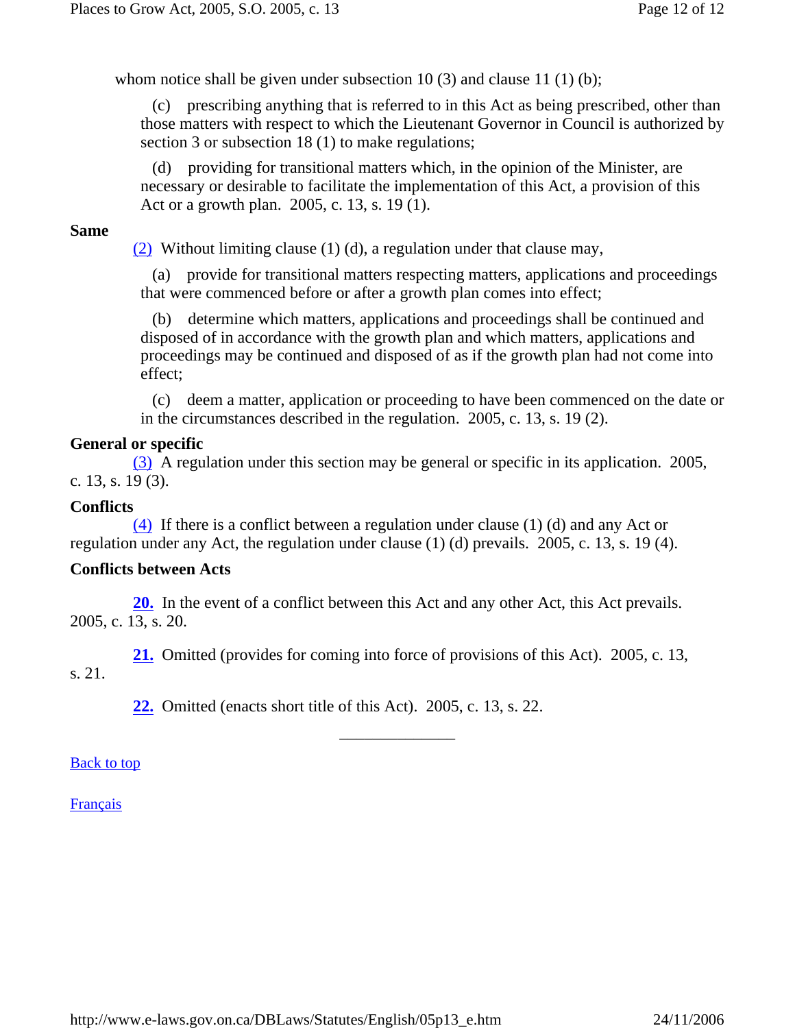whom notice shall be given under subsection 10 (3) and clause 11 (1) (b);

(c) prescribing anything that is referred to in this Act as being prescribed, other than those matters with respect to which the Lieutenant Governor in Council is authorized by section 3 or subsection 18 (1) to make regulations;

(d) providing for transitional matters which, in the opinion of the Minister, are necessary or desirable to facilitate the implementation of this Act, a provision of this Act or a growth plan. 2005, c. 13, s. 19 (1).

**Same**

(2) Without limiting clause (1) (d), a regulation under that clause may,

(a) provide for transitional matters respecting matters, applications and proceedings that were commenced before or after a growth plan comes into effect;

(b) determine which matters, applications and proceedings shall be continued and disposed of in accordance with the growth plan and which matters, applications and proceedings may be continued and disposed of as if the growth plan had not come into effect;

(c) deem a matter, application or proceeding to have been commenced on the date or in the circumstances described in the regulation. 2005, c. 13, s. 19 (2).

**General or specific**

(3) A regulation under this section may be general or specific in its application. 2005, c. 13, s. 19 (3).

**Conflicts**

(4) If there is a conflict between a regulation under clause (1) (d) and any Act or regulation under any Act, the regulation under clause (1) (d) prevails. 2005, c. 13, s. 19 (4).

**Conflicts between Acts**

**20.** In the event of a conflict between this Act and any other Act, this Act prevails. 2005, c. 13, s. 20.

**21.** Omitted (provides for coming into force of provisions of this Act). 2005, c. 13, s. 21.

**22.** Omitted (enacts short title of this Act). 2005, c. 13, s. 22.

---

Back to top

Français